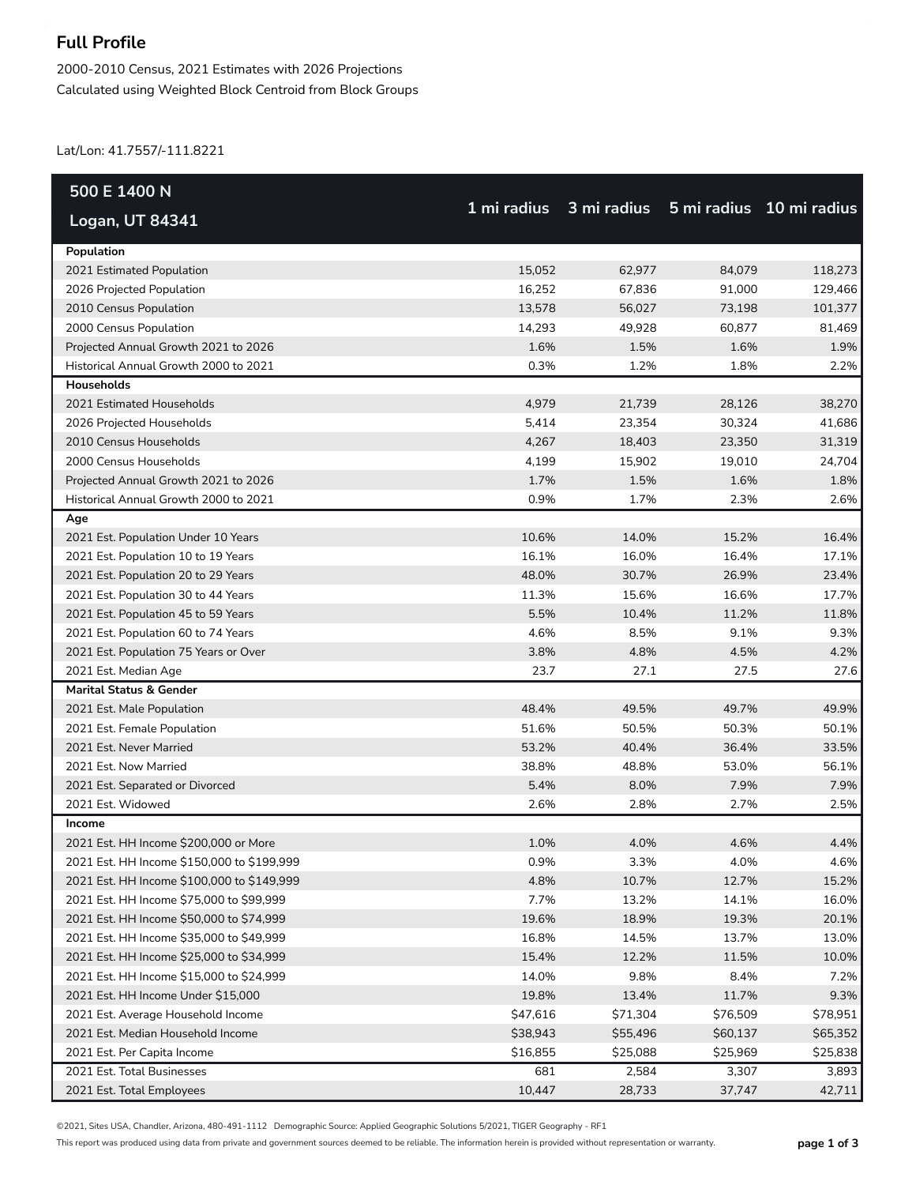# Full Profile

2000-2010 Census, 2021 Estimates with 2026 Projections

Calculated using Weighted Block Centroid from Block Groups

Lat/Lon: 41.7557/-111.8221

| 500 E 1400 N<br>Logan, UT 84341 | 1 mi radius | 3 mi radius | 5 mi radius | 10 mi radius |
|---|---|---|---|---|
| **Population** | | | | |
| 2021 Estimated Population | 15,052 | 62,977 | 84,079 | 118,273 |
| 2026 Projected Population | 16,252 | 67,836 | 91,000 | 129,466 |
| 2010 Census Population | 13,578 | 56,027 | 73,198 | 101,377 |
| 2000 Census Population | 14,293 | 49,928 | 60,877 | 81,469 |
| Projected Annual Growth 2021 to 2026 | 1.6% | 1.5% | 1.6% | 1.9% |
| Historical Annual Growth 2000 to 2021 | 0.3% | 1.2% | 1.8% | 2.2% |
| **Households** | | | | |
| 2021 Estimated Households | 4,979 | 21,739 | 28,126 | 38,270 |
| 2026 Projected Households | 5,414 | 23,354 | 30,324 | 41,686 |
| 2010 Census Households | 4,267 | 18,403 | 23,350 | 31,319 |
| 2000 Census Households | 4,199 | 15,902 | 19,010 | 24,704 |
| Projected Annual Growth 2021 to 2026 | 1.7% | 1.5% | 1.6% | 1.8% |
| Historical Annual Growth 2000 to 2021 | 0.9% | 1.7% | 2.3% | 2.6% |
| **Age** | | | | |
| 2021 Est. Population Under 10 Years | 10.6% | 14.0% | 15.2% | 16.4% |
| 2021 Est. Population 10 to 19 Years | 16.1% | 16.0% | 16.4% | 17.1% |
| 2021 Est. Population 20 to 29 Years | 48.0% | 30.7% | 26.9% | 23.4% |
| 2021 Est. Population 30 to 44 Years | 11.3% | 15.6% | 16.6% | 17.7% |
| 2021 Est. Population 45 to 59 Years | 5.5% | 10.4% | 11.2% | 11.8% |
| 2021 Est. Population 60 to 74 Years | 4.6% | 8.5% | 9.1% | 9.3% |
| 2021 Est. Population 75 Years or Over | 3.8% | 4.8% | 4.5% | 4.2% |
| 2021 Est. Median Age | 23.7 | 27.1 | 27.5 | 27.6 |
| **Marital Status & Gender** | | | | |
| 2021 Est. Male Population | 48.4% | 49.5% | 49.7% | 49.9% |
| 2021 Est. Female Population | 51.6% | 50.5% | 50.3% | 50.1% |
| 2021 Est. Never Married | 53.2% | 40.4% | 36.4% | 33.5% |
| 2021 Est. Now Married | 38.8% | 48.8% | 53.0% | 56.1% |
| 2021 Est. Separated or Divorced | 5.4% | 8.0% | 7.9% | 7.9% |
| 2021 Est. Widowed | 2.6% | 2.8% | 2.7% | 2.5% |
| **Income** | | | | |
| 2021 Est. HH Income $200,000 or More | 1.0% | 4.0% | 4.6% | 4.4% |
| 2021 Est. HH Income $150,000 to $199,999 | 0.9% | 3.3% | 4.0% | 4.6% |
| 2021 Est. HH Income $100,000 to $149,999 | 4.8% | 10.7% | 12.7% | 15.2% |
| 2021 Est. HH Income $75,000 to $99,999 | 7.7% | 13.2% | 14.1% | 16.0% |
| 2021 Est. HH Income $50,000 to $74,999 | 19.6% | 18.9% | 19.3% | 20.1% |
| 2021 Est. HH Income $35,000 to $49,999 | 16.8% | 14.5% | 13.7% | 13.0% |
| 2021 Est. HH Income $25,000 to $34,999 | 15.4% | 12.2% | 11.5% | 10.0% |
| 2021 Est. HH Income $15,000 to $24,999 | 14.0% | 9.8% | 8.4% | 7.2% |
| 2021 Est. HH Income Under $15,000 | 19.8% | 13.4% | 11.7% | 9.3% |
| 2021 Est. Average Household Income | $47,616 | $71,304 | $76,509 | $78,951 |
| 2021 Est. Median Household Income | $38,943 | $55,496 | $60,137 | $65,352 |
| 2021 Est. Per Capita Income | $16,855 | $25,088 | $25,969 | $25,838 |
| 2021 Est. Total Businesses | 681 | 2,584 | 3,307 | 3,893 |
| 2021 Est. Total Employees | 10,447 | 28,733 | 37,747 | 42,711 |

©2021, Sites USA, Chandler, Arizona, 480-491-1112 Demographic Source: Applied Geographic Solutions 5/2021, TIGER Geography - RF1

This report was produced using data from private and government sources deemed to be reliable. The information herein is provided without representation or warranty.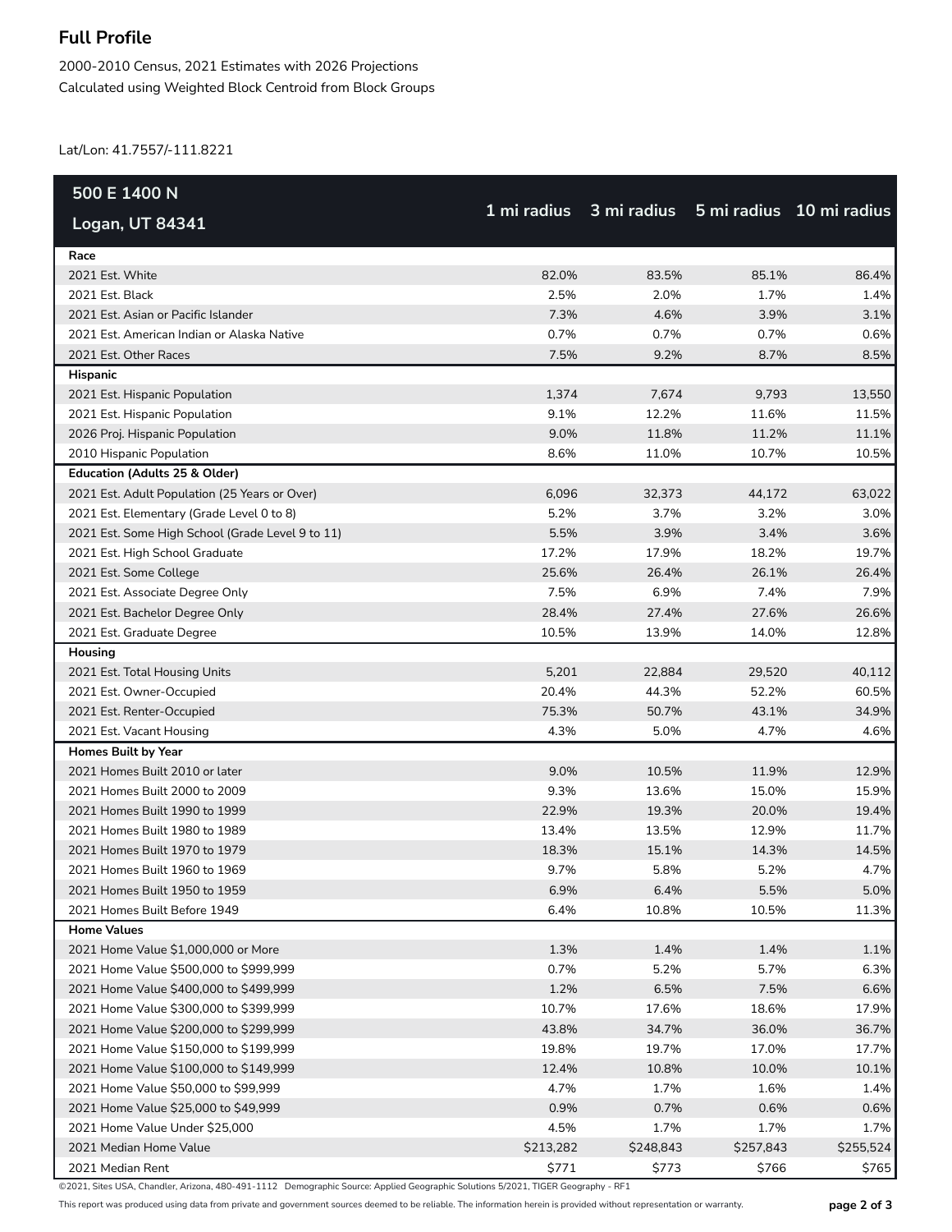## Full Profile

2000-2010 Census, 2021 Estimates with 2026 Projections
Calculated using Weighted Block Centroid from Block Groups

Lat/Lon: 41.7557/-111.8221

| 500 E 1400 N Logan, UT 84341 | 1 mi radius | 3 mi radius | 5 mi radius | 10 mi radius |
|---|---|---|---|---|
| **Race** | | | | |
| 2021 Est. White | 82.0% | 83.5% | 85.1% | 86.4% |
| 2021 Est. Black | 2.5% | 2.0% | 1.7% | 1.4% |
| 2021 Est. Asian or Pacific Islander | 7.3% | 4.6% | 3.9% | 3.1% |
| 2021 Est. American Indian or Alaska Native | 0.7% | 0.7% | 0.7% | 0.6% |
| 2021 Est. Other Races | 7.5% | 9.2% | 8.7% | 8.5% |
| **Hispanic** | | | | |
| 2021 Est. Hispanic Population | 1,374 | 7,674 | 9,793 | 13,550 |
| 2021 Est. Hispanic Population | 9.1% | 12.2% | 11.6% | 11.5% |
| 2026 Proj. Hispanic Population | 9.0% | 11.8% | 11.2% | 11.1% |
| 2010 Hispanic Population | 8.6% | 11.0% | 10.7% | 10.5% |
| **Education (Adults 25 & Older)** | | | | |
| 2021 Est. Adult Population (25 Years or Over) | 6,096 | 32,373 | 44,172 | 63,022 |
| 2021 Est. Elementary (Grade Level 0 to 8) | 5.2% | 3.7% | 3.2% | 3.0% |
| 2021 Est. Some High School (Grade Level 9 to 11) | 5.5% | 3.9% | 3.4% | 3.6% |
| 2021 Est. High School Graduate | 17.2% | 17.9% | 18.2% | 19.7% |
| 2021 Est. Some College | 25.6% | 26.4% | 26.1% | 26.4% |
| 2021 Est. Associate Degree Only | 7.5% | 6.9% | 7.4% | 7.9% |
| 2021 Est. Bachelor Degree Only | 28.4% | 27.4% | 27.6% | 26.6% |
| 2021 Est. Graduate Degree | 10.5% | 13.9% | 14.0% | 12.8% |
| **Housing** | | | | |
| 2021 Est. Total Housing Units | 5,201 | 22,884 | 29,520 | 40,112 |
| 2021 Est. Owner-Occupied | 20.4% | 44.3% | 52.2% | 60.5% |
| 2021 Est. Renter-Occupied | 75.3% | 50.7% | 43.1% | 34.9% |
| 2021 Est. Vacant Housing | 4.3% | 5.0% | 4.7% | 4.6% |
| **Homes Built by Year** | | | | |
| 2021 Homes Built 2010 or later | 9.0% | 10.5% | 11.9% | 12.9% |
| 2021 Homes Built 2000 to 2009 | 9.3% | 13.6% | 15.0% | 15.9% |
| 2021 Homes Built 1990 to 1999 | 22.9% | 19.3% | 20.0% | 19.4% |
| 2021 Homes Built 1980 to 1989 | 13.4% | 13.5% | 12.9% | 11.7% |
| 2021 Homes Built 1970 to 1979 | 18.3% | 15.1% | 14.3% | 14.5% |
| 2021 Homes Built 1960 to 1969 | 9.7% | 5.8% | 5.2% | 4.7% |
| 2021 Homes Built 1950 to 1959 | 6.9% | 6.4% | 5.5% | 5.0% |
| 2021 Homes Built Before 1949 | 6.4% | 10.8% | 10.5% | 11.3% |
| **Home Values** | | | | |
| 2021 Home Value $1,000,000 or More | 1.3% | 1.4% | 1.4% | 1.1% |
| 2021 Home Value $500,000 to $999,999 | 0.7% | 5.2% | 5.7% | 6.3% |
| 2021 Home Value $400,000 to $499,999 | 1.2% | 6.5% | 7.5% | 6.6% |
| 2021 Home Value $300,000 to $399,999 | 10.7% | 17.6% | 18.6% | 17.9% |
| 2021 Home Value $200,000 to $299,999 | 43.8% | 34.7% | 36.0% | 36.7% |
| 2021 Home Value $150,000 to $199,999 | 19.8% | 19.7% | 17.0% | 17.7% |
| 2021 Home Value $100,000 to $149,999 | 12.4% | 10.8% | 10.0% | 10.1% |
| 2021 Home Value $50,000 to $99,999 | 4.7% | 1.7% | 1.6% | 1.4% |
| 2021 Home Value $25,000 to $49,999 | 0.9% | 0.7% | 0.6% | 0.6% |
| 2021 Home Value Under $25,000 | 4.5% | 1.7% | 1.7% | 1.7% |
| 2021 Median Home Value | $213,282 | $248,843 | $257,843 | $255,524 |
| 2021 Median Rent | $771 | $773 | $766 | $765 |

©2021, Sites USA, Chandler, Arizona, 480-491-1112 Demographic Source: Applied Geographic Solutions 5/2021, TIGER Geography - RF1

This report was produced using data from private and government sources deemed to be reliable. The information herein is provided without representation or warranty.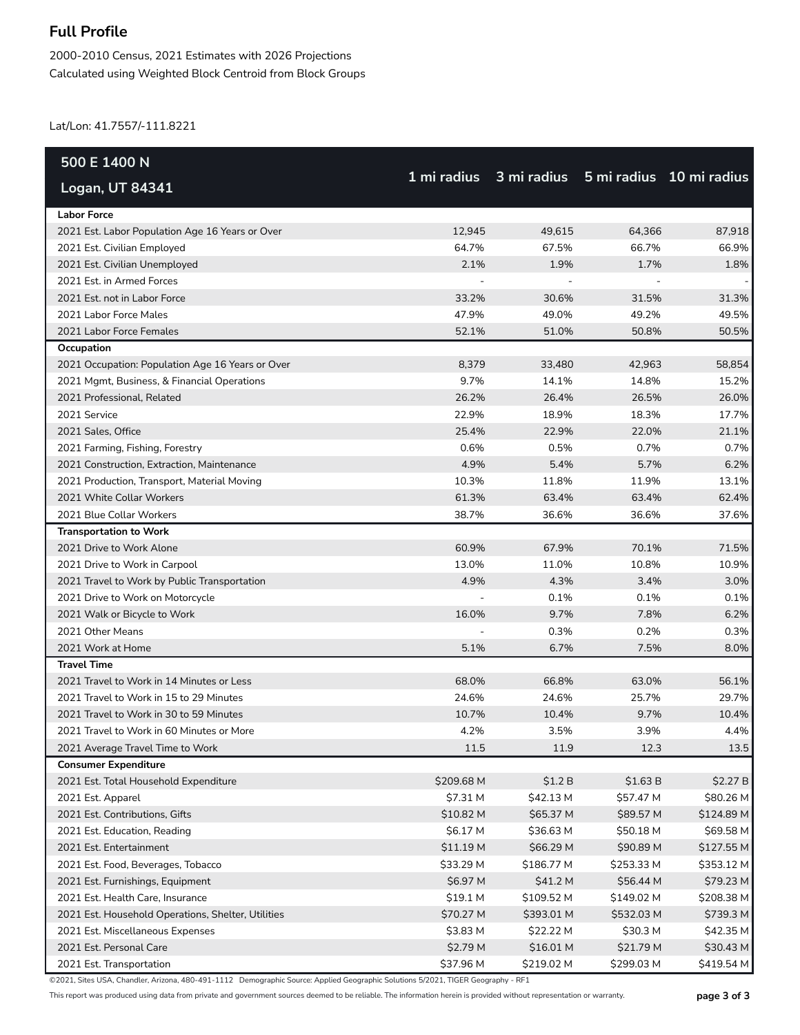## Full Profile

2000-2010 Census, 2021 Estimates with 2026 Projections
Calculated using Weighted Block Centroid from Block Groups

Lat/Lon: 41.7557/-111.8221

| 500 E 1400 N Logan, UT 84341 | 1 mi radius | 3 mi radius | 5 mi radius | 10 mi radius |
|---|---|---|---|---|
| **Labor Force** | | | | |
| 2021 Est. Labor Population Age 16 Years or Over | 12,945 | 49,615 | 64,366 | 87,918 |
| 2021 Est. Civilian Employed | 64.7% | 67.5% | 66.7% | 66.9% |
| 2021 Est. Civilian Unemployed | 2.1% | 1.9% | 1.7% | 1.8% |
| 2021 Est. in Armed Forces | - | - | - | - |
| 2021 Est. not in Labor Force | 33.2% | 30.6% | 31.5% | 31.3% |
| 2021 Labor Force Males | 47.9% | 49.0% | 49.2% | 49.5% |
| 2021 Labor Force Females | 52.1% | 51.0% | 50.8% | 50.5% |
| **Occupation** | | | | |
| 2021 Occupation: Population Age 16 Years or Over | 8,379 | 33,480 | 42,963 | 58,854 |
| 2021 Mgmt, Business, & Financial Operations | 9.7% | 14.1% | 14.8% | 15.2% |
| 2021 Professional, Related | 26.2% | 26.4% | 26.5% | 26.0% |
| 2021 Service | 22.9% | 18.9% | 18.3% | 17.7% |
| 2021 Sales, Office | 25.4% | 22.9% | 22.0% | 21.1% |
| 2021 Farming, Fishing, Forestry | 0.6% | 0.5% | 0.7% | 0.7% |
| 2021 Construction, Extraction, Maintenance | 4.9% | 5.4% | 5.7% | 6.2% |
| 2021 Production, Transport, Material Moving | 10.3% | 11.8% | 11.9% | 13.1% |
| 2021 White Collar Workers | 61.3% | 63.4% | 63.4% | 62.4% |
| 2021 Blue Collar Workers | 38.7% | 36.6% | 36.6% | 37.6% |
| **Transportation to Work** | | | | |
| 2021 Drive to Work Alone | 60.9% | 67.9% | 70.1% | 71.5% |
| 2021 Drive to Work in Carpool | 13.0% | 11.0% | 10.8% | 10.9% |
| 2021 Travel to Work by Public Transportation | 4.9% | 4.3% | 3.4% | 3.0% |
| 2021 Drive to Work on Motorcycle | - | 0.1% | 0.1% | 0.1% |
| 2021 Walk or Bicycle to Work | 16.0% | 9.7% | 7.8% | 6.2% |
| 2021 Other Means | - | 0.3% | 0.2% | 0.3% |
| 2021 Work at Home | 5.1% | 6.7% | 7.5% | 8.0% |
| **Travel Time** | | | | |
| 2021 Travel to Work in 14 Minutes or Less | 68.0% | 66.8% | 63.0% | 56.1% |
| 2021 Travel to Work in 15 to 29 Minutes | 24.6% | 24.6% | 25.7% | 29.7% |
| 2021 Travel to Work in 30 to 59 Minutes | 10.7% | 10.4% | 9.7% | 10.4% |
| 2021 Travel to Work in 60 Minutes or More | 4.2% | 3.5% | 3.9% | 4.4% |
| 2021 Average Travel Time to Work | 11.5 | 11.9 | 12.3 | 13.5 |
| **Consumer Expenditure** | | | | |
| 2021 Est. Total Household Expenditure | $209.68 M | $1.2 B | $1.63 B | $2.27 B |
| 2021 Est. Apparel | $7.31 M | $42.13 M | $57.47 M | $80.26 M |
| 2021 Est. Contributions, Gifts | $10.82 M | $65.37 M | $89.57 M | $124.89 M |
| 2021 Est. Education, Reading | $6.17 M | $36.63 M | $50.18 M | $69.58 M |
| 2021 Est. Entertainment | $11.19 M | $66.29 M | $90.89 M | $127.55 M |
| 2021 Est. Food, Beverages, Tobacco | $33.29 M | $186.77 M | $253.33 M | $353.12 M |
| 2021 Est. Furnishings, Equipment | $6.97 M | $41.2 M | $56.44 M | $79.23 M |
| 2021 Est. Health Care, Insurance | $19.1 M | $109.52 M | $149.02 M | $208.38 M |
| 2021 Est. Household Operations, Shelter, Utilities | $70.27 M | $393.01 M | $532.03 M | $739.3 M |
| 2021 Est. Miscellaneous Expenses | $3.83 M | $22.22 M | $30.3 M | $42.35 M |
| 2021 Est. Personal Care | $2.79 M | $16.01 M | $21.79 M | $30.43 M |
| 2021 Est. Transportation | $37.96 M | $219.02 M | $299.03 M | $419.54 M |

©2021, Sites USA, Chandler, Arizona, 480-491-1112 Demographic Source: Applied Geographic Solutions 5/2021, TIGER Geography - RF1

This report was produced using data from private and government sources deemed to be reliable. The information herein is provided without representation or warranty.